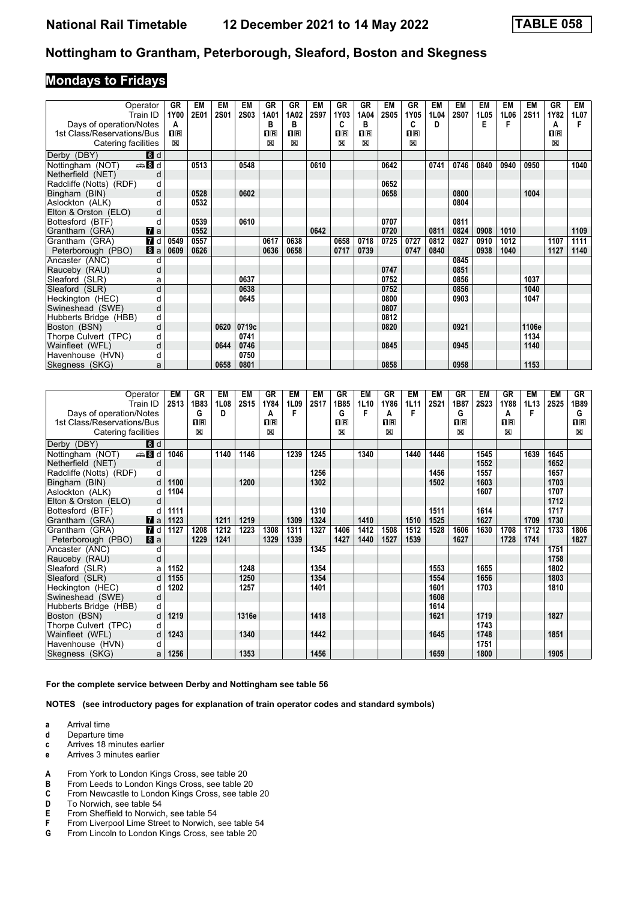# National Rail Timetable 12 December 2021 to 14 May 2022 TABLE 058

## Nottingham to Grantham, Peterborough, Sleaford, Boston and Skegness

### Mondays to Fridays

| Operator | | GR | EM | EM | EM | GR | GR | EM | GR | GR | EM | GR | EM | EM | EM | EM | EM | GR | EM |
|---|---|---|---|---|---|---|---|---|---|---|---|---|---|---|---|---|---|---|---|
| Train ID | | 1Y00 | 2E01 | 2S01 | 2S03 | 1A01 | 1A02 | 2S97 | 1Y03 | 1A04 | 2S05 | 1Y05 | 1L04 | 2S07 | 1L05 | 1L06 | 2S11 | 1Y82 | 1L07 |
| Days of operation/Notes | | A | | | | B | B | | C | B | | C | D | | E | F | | A | F |
| 1st Class/Reservations/Bus | | 1R | | | | 1R | 1R | | 1R | 1R | | 1R | | | | | | 1R | |
| Catering facilities | | ⊠ | | | | ⊠ | ⊠ | | ⊠ | ⊠ | | ⊠ | | | | | | ⊠ | |
| Derby (DBY) | 6 d | | | | | | | | | | | | | | | | | | |
| Nottingham (NOT) | 8 d | | 0513 | | 0548 | | | 0610 | | | 0642 | | 0741 | 0746 | 0840 | 0940 | 0950 | | 1040 |
| Netherfield (NET) | d | | | | | | | | | | | | | | | | | | |
| Radcliffe (Notts) (RDF) | d | | | | | | | | | | 0652 | | | | | | | | |
| Bingham (BIN) | d | | 0528 | | 0602 | | | | | | 0658 | | | 0800 | | | 1004 | | |
| Aslockton (ALK) | d | | 0532 | | | | | | | | | | | 0804 | | | | | |
| Elton & Orston (ELO) | d | | | | | | | | | | | | | | | | | | |
| Bottesford (BTF) | d | | 0539 | | 0610 | | | | | | 0707 | | | 0811 | | | | | |
| Grantham (GRA) | 7 a | | 0552 | | | | | 0642 | | | 0720 | | 0811 | 0824 | 0908 | 1010 | | | 1109 |
| Grantham (GRA) | 7 d | 0549 | 0557 | | | 0617 | 0638 | | 0658 | 0718 | 0725 | 0727 | 0812 | 0827 | 0910 | 1012 | | 1107 | 1111 |
| Peterborough (PBO) | 8 a | 0609 | 0626 | | | 0636 | 0658 | | 0717 | 0739 | | 0747 | 0840 | | 0938 | 1040 | | 1127 | 1140 |
| Ancaster (ANC) | d | | | | | | | | | | | | | 0845 | | | | | |
| Rauceby (RAU) | d | | | | | | | | | | 0747 | | | 0851 | | | | | |
| Sleaford (SLR) | a | | | | 0637 | | | | | | 0752 | | | 0856 | | | 1037 | | |
| Sleaford (SLR) | d | | | | 0638 | | | | | | 0752 | | | 0856 | | | 1040 | | |
| Heckington (HEC) | d | | | | 0645 | | | | | | 0800 | | | 0903 | | | 1047 | | |
| Swineshead (SWE) | d | | | | | | | | | | 0807 | | | | | | | | |
| Hubberts Bridge (HBB) | d | | | | | | | | | | 0812 | | | | | | | | |
| Boston (BSN) | d | | | 0620 | 0719c | | | | | | 0820 | | | 0921 | | | 1106e | | |
| Thorpe Culvert (TPC) | d | | | | 0741 | | | | | | | | | | | | 1134 | | |
| Wainfleet (WFL) | d | | | 0644 | 0746 | | | | | | 0845 | | | 0945 | | | 1140 | | |
| Havenhouse (HVN) | d | | | | 0750 | | | | | | | | | | | | | | |
| Skegness (SKG) | a | | | 0658 | 0801 | | | | | | 0858 | | | 0958 | | | 1153 | | |

| Operator | | EM | GR | EM | EM | GR | EM | EM | GR | EM | GR | EM | EM | GR | EM | GR | EM | EM | GR |
|---|---|---|---|---|---|---|---|---|---|---|---|---|---|---|---|---|---|---|---|
| Train ID | | 2S13 | 1B83 | 1L08 | 2S15 | 1Y84 | 1L09 | 2S17 | 1B85 | 1L10 | 1Y86 | 1L11 | 2S21 | 1B87 | 2S23 | 1Y88 | 1L13 | 2S25 | 1B89 |
| Days of operation/Notes | | | G | D | | A | F | | G | F | A | F | | G | | A | F | | G |
| 1st Class/Reservations/Bus | | | 1R | | | 1R | | | 1R | | 1R | | | 1R | | 1R | | | 1R |
| Catering facilities | | | ⊠ | | | ⊠ | | | ⊠ | | ⊠ | | | ⊠ | | ⊠ | | | ⊠ |
| Derby (DBY) | 6 d | | | | | | | | | | | | | | | | | | |
| Nottingham (NOT) | 8 d | 1046 | | 1140 | 1146 | | 1239 | 1245 | | 1340 | | 1440 | 1446 | | 1545 | | 1639 | 1645 | |
| Netherfield (NET) | d | | | | | | | | | | | | | | 1552 | | | 1652 | |
| Radcliffe (Notts) (RDF) | d | | | | | | | 1256 | | | | | 1456 | | 1557 | | | 1657 | |
| Bingham (BIN) | d | 1100 | | | 1200 | | | 1302 | | | | | 1502 | | 1603 | | | 1703 | |
| Aslockton (ALK) | d | 1104 | | | | | | | | | | | | | 1607 | | | 1707 | |
| Elton & Orston (ELO) | d | | | | | | | | | | | | | | | | | 1712 | |
| Bottesford (BTF) | d | 1111 | | | | | | 1310 | | | | | 1511 | | 1614 | | | 1717 | |
| Grantham (GRA) | 7 a | 1123 | | 1211 | 1219 | | 1309 | 1324 | | 1410 | | 1510 | 1525 | | 1627 | | 1709 | 1730 | |
| Grantham (GRA) | 7 d | 1127 | 1208 | 1212 | 1223 | 1308 | 1311 | 1327 | 1406 | 1412 | 1508 | 1512 | 1528 | 1606 | 1630 | 1708 | 1712 | 1733 | 1806 |
| Peterborough (PBO) | 8 a | | 1229 | 1241 | | 1329 | 1339 | | 1427 | 1440 | 1527 | 1539 | | 1627 | | 1728 | 1741 | | 1827 |
| Ancaster (ANC) | d | | | | | | | 1345 | | | | | | | | | | 1751 | |
| Rauceby (RAU) | d | | | | | | | | | | | | | | | | | 1758 | |
| Sleaford (SLR) | a | 1152 | | | 1248 | | | 1354 | | | | | 1553 | | 1655 | | | 1802 | |
| Sleaford (SLR) | d | 1155 | | | 1250 | | | 1354 | | | | | 1554 | | 1656 | | | 1803 | |
| Heckington (HEC) | d | 1202 | | | 1257 | | | 1401 | | | | | 1601 | | 1703 | | | 1810 | |
| Swineshead (SWE) | d | | | | | | | | | | | | 1608 | | | | | | |
| Hubberts Bridge (HBB) | d | | | | | | | | | | | | 1614 | | | | | | |
| Boston (BSN) | d | 1219 | | | 1316e | | | 1418 | | | | | 1621 | | 1719 | | | 1827 | |
| Thorpe Culvert (TPC) | d | | | | | | | | | | | | | | 1743 | | | | |
| Wainfleet (WFL) | d | 1243 | | | 1340 | | | 1442 | | | | | 1645 | | 1748 | | | 1851 | |
| Havenhouse (HVN) | d | | | | | | | | | | | | | | 1751 | | | | |
| Skegness (SKG) | a | 1256 | | | 1353 | | | 1456 | | | | | 1659 | | 1800 | | | 1905 | |

**For the complete service between Derby and Nottingham see table 56**

**NOTES (see introductory pages for explanation of train operator codes and standard symbols)**

- **a** Arrival time
- **d** Departure time
- **c** Arrives 18 minutes earlier
- **e** Arrives 3 minutes earlier

- **A** From York to London Kings Cross, see table 20
- **B** From Leeds to London Kings Cross, see table 20
- **C** From Newcastle to London Kings Cross, see table 20
- **D** To Norwich, see table 54
- **E** From Sheffield to Norwich, see table 54
- **F** From Liverpool Lime Street to Norwich, see table 54
- **G** From Lincoln to London Kings Cross, see table 20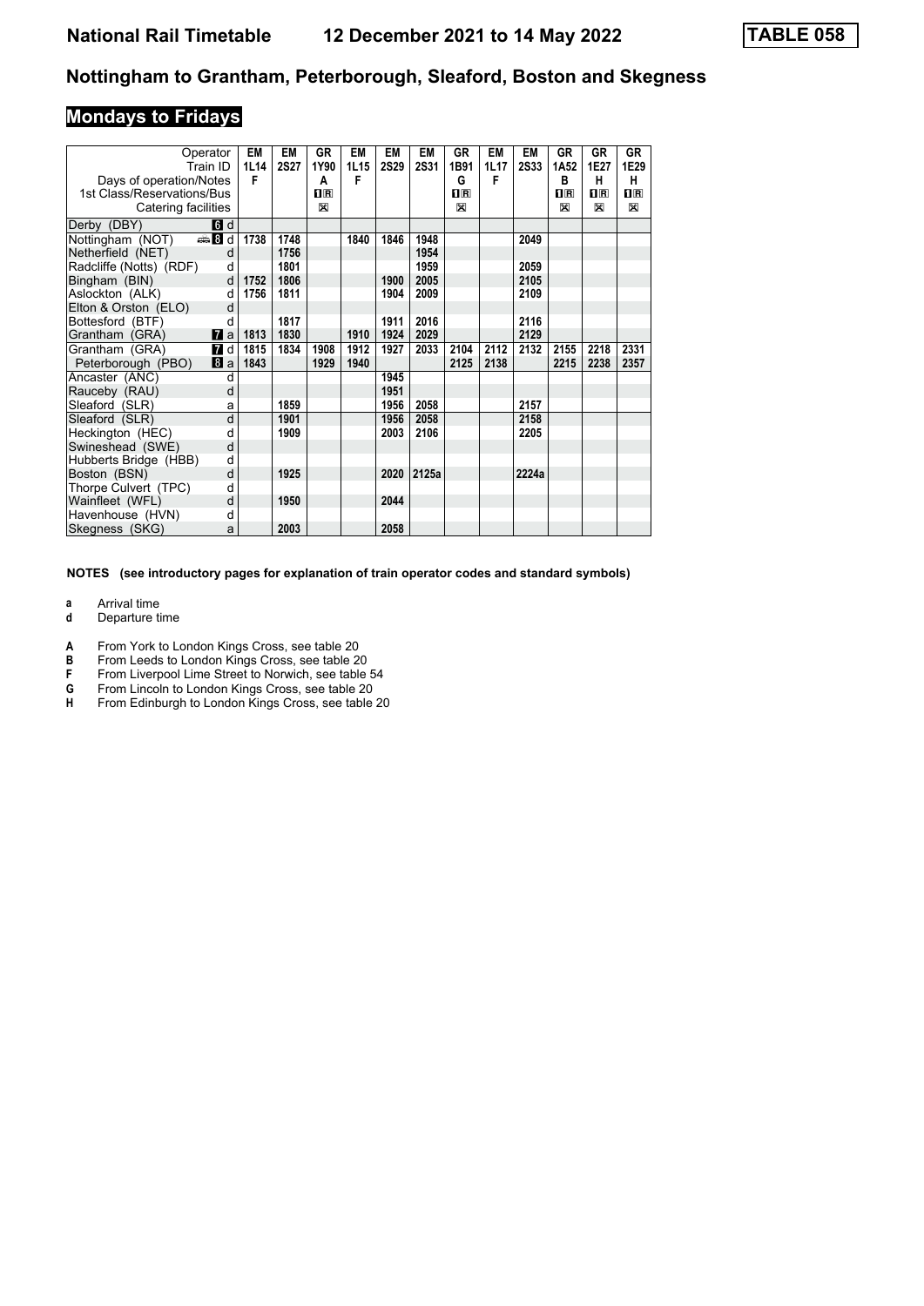# National Rail Timetable 12 December 2021 to 14 May 2022 TABLE 058

## Nottingham to Grantham, Peterborough, Sleaford, Boston and Skegness

### Mondays to Fridays

| Operator | | EM | EM | GR | EM | EM | EM | GR | EM | EM | GR | GR | GR |
|---|---|---|---|---|---|---|---|---|---|---|---|---|---|
| Train ID | | 1L14 | 2S27 | 1Y90 | 1L15 | 2S29 | 2S31 | 1B91 | 1L17 | 2S33 | 1A52 | 1E27 | 1E29 |
| Days of operation/Notes | | F | | A | F | | | G | F | | B | H | H |
| 1st Class/Reservations/Bus | | | | 1R | | | | 1R | | | 1R | 1R | 1R |
| Catering facilities | | | | ✕ | | | | ✕ | | | ✕ | ✕ | ✕ |
| Derby (DBY) | 6 d | | | | | | | | | | | | |
| Nottingham (NOT) | 8 d | 1738 | 1748 | | 1840 | 1846 | 1948 | | | 2049 | | | |
| Netherfield (NET) | d | | 1756 | | | | 1954 | | | | | | |
| Radcliffe (Notts) (RDF) | d | | 1801 | | | | 1959 | | | 2059 | | | |
| Bingham (BIN) | d | 1752 | 1806 | | | 1900 | 2005 | | | 2105 | | | |
| Aslockton (ALK) | d | 1756 | 1811 | | | 1904 | 2009 | | | 2109 | | | |
| Elton & Orston (ELO) | d | | | | | | | | | | | | |
| Bottesford (BTF) | d | | 1817 | | | 1911 | 2016 | | | 2116 | | | |
| Grantham (GRA) | 7 a | 1813 | 1830 | | 1910 | 1924 | 2029 | | | 2129 | | | |
| Grantham (GRA) | 7 d | 1815 | 1834 | 1908 | 1912 | 1927 | 2033 | 2104 | 2112 | 2132 | 2155 | 2218 | 2331 |
| Peterborough (PBO) | 8 a | 1843 | | 1929 | 1940 | | | 2125 | 2138 | | 2215 | 2238 | 2357 |
| Ancaster (ANC) | d | | | | | 1945 | | | | | | | |
| Rauceby (RAU) | d | | | | | 1951 | | | | | | | |
| Sleaford (SLR) | a | | 1859 | | | 1956 | 2058 | | | 2157 | | | |
| Sleaford (SLR) | d | | 1901 | | | 1956 | 2058 | | | 2158 | | | |
| Heckington (HEC) | d | | 1909 | | | 2003 | 2106 | | | 2205 | | | |
| Swineshead (SWE) | d | | | | | | | | | | | | |
| Hubberts Bridge (HBB) | d | | | | | | | | | | | | |
| Boston (BSN) | d | | 1925 | | | 2020 | 2125a | | | 2224a | | | |
| Thorpe Culvert (TPC) | d | | | | | | | | | | | | |
| Wainfleet (WFL) | d | | 1950 | | | 2044 | | | | | | | |
| Havenhouse (HVN) | d | | | | | | | | | | | | |
| Skegness (SKG) | a | | 2003 | | | 2058 | | | | | | | |

**NOTES (see introductory pages for explanation of train operator codes and standard symbols)**

- **a** Arrival time
- **d** Departure time

- **A** From York to London Kings Cross, see table 20
- **B** From Leeds to London Kings Cross, see table 20
- **F** From Liverpool Lime Street to Norwich, see table 54
- **G** From Lincoln to London Kings Cross, see table 20
- **H** From Edinburgh to London Kings Cross, see table 20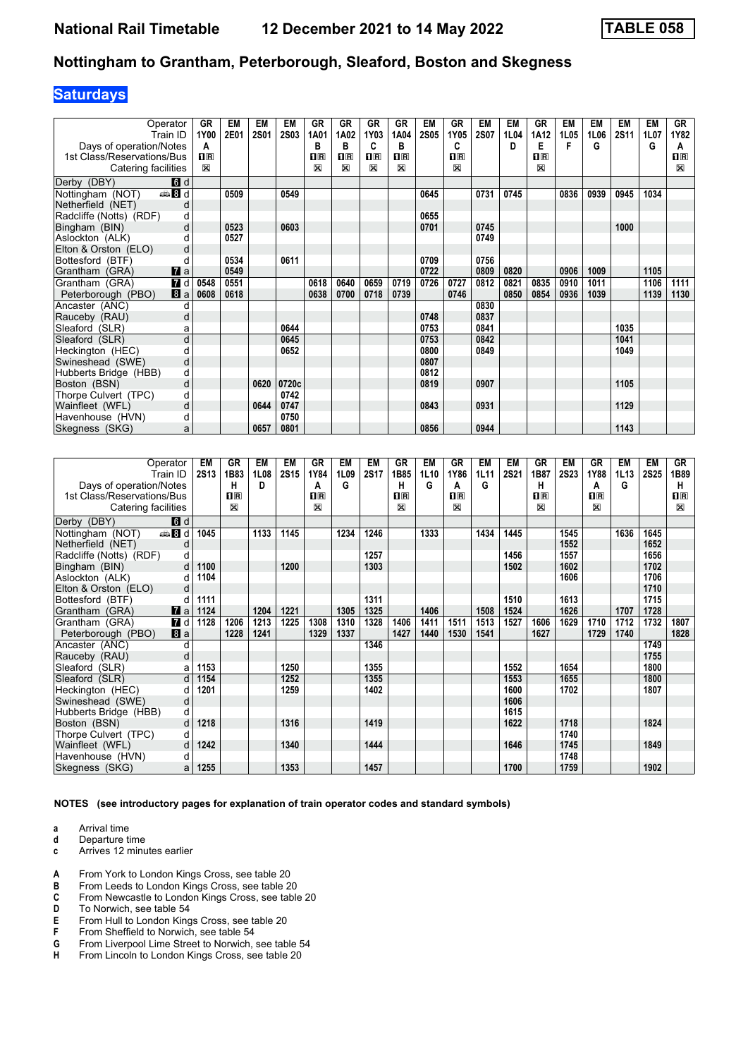## Nottingham to Grantham, Peterborough, Sleaford, Boston and Skegness

### Saturdays

| Operator | | GR | EM | EM | EM | GR | GR | GR | GR | EM | GR | EM | EM | GR | EM | EM | EM | EM | GR |
|---|---|---|---|---|---|---|---|---|---|---|---|---|---|---|---|---|---|---|---|
| Train ID | | 1Y00 | 2E01 | 2S01 | 2S03 | 1A01 | 1A02 | 1Y03 | 1A04 | 2S05 | 1Y05 | 2S07 | 1L04 | 1A12 | 1L05 | 1L06 | 2S11 | 1L07 | 1Y82 |
| Days of operation/Notes | | A | | | | B | B | C | B | | C | | D | E | F | G | | G | A |
| 1st Class/Reservations/Bus | | 1R | | | | 1R | 1R | 1R | 1R | | 1R | | | 1R | | | | | 1R |
| Catering facilities | | ⊠ | | | | ⊠ | ⊠ | ⊠ | ⊠ | | ⊠ | | | ⊠ | | | | | ⊠ |
| Derby (DBY) | 6 d | | | | | | | | | | | | | | | | | | |
| Nottingham (NOT) | 8 d | | 0509 | | 0549 | | | | | 0645 | | 0731 | 0745 | | 0836 | 0939 | 0945 | 1034 | |
| Netherfield (NET) | d | | | | | | | | | | | | | | | | | | |
| Radcliffe (Notts) (RDF) | d | | | | | | | | | 0655 | | | | | | | | | |
| Bingham (BIN) | d | | 0523 | | 0603 | | | | | 0701 | | 0745 | | | | | 1000 | | |
| Aslockton (ALK) | d | | 0527 | | | | | | | | | 0749 | | | | | | | |
| Elton & Orston (ELO) | d | | | | | | | | | | | | | | | | | | |
| Bottesford (BTF) | d | | 0534 | | 0611 | | | | | 0709 | | 0756 | | | | | | | |
| Grantham (GRA) | 7 a | | 0549 | | | | | | | 0722 | | 0809 | 0820 | | 0906 | 1009 | | 1105 | |
| Grantham (GRA) | 7 d | 0548 | 0551 | | | 0618 | 0640 | 0659 | 0719 | 0726 | 0727 | 0812 | 0821 | 0835 | 0910 | 1011 | | 1106 | 1111 |
| Peterborough (PBO) | 8 a | 0608 | 0618 | | | 0638 | 0700 | 0718 | 0739 | | 0746 | | 0850 | 0854 | 0936 | 1039 | | 1139 | 1130 |
| Ancaster (ANC) | d | | | | | | | | | | | 0830 | | | | | | | |
| Rauceby (RAU) | d | | | | | | | | | 0748 | | 0837 | | | | | | | |
| Sleaford (SLR) | a | | | | 0644 | | | | | 0753 | | 0841 | | | | | 1035 | | |
| Sleaford (SLR) | d | | | | 0645 | | | | | 0753 | | 0842 | | | | | 1041 | | |
| Heckington (HEC) | d | | | | 0652 | | | | | 0800 | | 0849 | | | | | 1049 | | |
| Swineshead (SWE) | d | | | | | | | | | 0807 | | | | | | | | | |
| Hubberts Bridge (HBB) | d | | | | | | | | | 0812 | | | | | | | | | |
| Boston (BSN) | d | | | 0620 | 0720c | | | | | 0819 | | 0907 | | | | | 1105 | | |
| Thorpe Culvert (TPC) | d | | | | 0742 | | | | | | | | | | | | | | |
| Wainfleet (WFL) | d | | | 0644 | 0747 | | | | | 0843 | | 0931 | | | | | 1129 | | |
| Havenhouse (HVN) | d | | | | 0750 | | | | | | | | | | | | | | |
| Skegness (SKG) | a | | | 0657 | 0801 | | | | | 0856 | | 0944 | | | | | 1143 | | |

| Operator | | EM | GR | EM | EM | GR | EM | EM | GR | EM | GR | EM | EM | GR | EM | GR | EM | EM | GR |
|---|---|---|---|---|---|---|---|---|---|---|---|---|---|---|---|---|---|---|---|
| Train ID | | 2S13 | 1B83 | 1L08 | 2S15 | 1Y84 | 1L09 | 2S17 | 1B85 | 1L10 | 1Y86 | 1L11 | 2S21 | 1B87 | 2S23 | 1Y88 | 1L13 | 2S25 | 1B89 |
| Days of operation/Notes | | | H | D | | A | G | | H | G | A | G | | H | | A | G | | H |
| 1st Class/Reservations/Bus | | | 1R | | | 1R | | | 1R | | 1R | | | 1R | | 1R | | | 1R |
| Catering facilities | | | ⊠ | | | ⊠ | | | ⊠ | | ⊠ | | | ⊠ | | ⊠ | | | ⊠ |
| Derby (DBY) | 6 d | | | | | | | | | | | | | | | | | | |
| Nottingham (NOT) | 8 d | 1045 | | 1133 | 1145 | | 1234 | 1246 | | 1333 | | 1434 | 1445 | | 1545 | | 1636 | 1645 | |
| Netherfield (NET) | d | | | | | | | | | | | | | | 1552 | | | 1652 | |
| Radcliffe (Notts) (RDF) | d | | | | | | | 1257 | | | | | 1456 | | 1557 | | | 1656 | |
| Bingham (BIN) | d | 1100 | | | 1200 | | | 1303 | | | | | 1502 | | 1602 | | | 1702 | |
| Aslockton (ALK) | d | 1104 | | | | | | | | | | | | | 1606 | | | 1706 | |
| Elton & Orston (ELO) | d | | | | | | | | | | | | | | | | | 1710 | |
| Bottesford (BTF) | d | 1111 | | | | | | 1311 | | | | | 1510 | | 1613 | | | 1715 | |
| Grantham (GRA) | 7 a | 1124 | | 1204 | 1221 | | 1305 | 1325 | | 1406 | | 1508 | 1524 | | 1626 | | 1707 | 1728 | |
| Grantham (GRA) | 7 d | 1128 | 1206 | 1213 | 1225 | 1308 | 1310 | 1328 | 1406 | 1411 | 1511 | 1513 | 1527 | 1606 | 1629 | 1710 | 1712 | 1732 | 1807 |
| Peterborough (PBO) | 8 a | | 1228 | 1241 | | 1329 | 1337 | | 1427 | 1440 | 1530 | 1541 | | 1627 | | 1729 | 1740 | | 1828 |
| Ancaster (ANC) | d | | | | | | | 1346 | | | | | | | | | | 1749 | |
| Rauceby (RAU) | d | | | | | | | | | | | | | | | | | 1755 | |
| Sleaford (SLR) | a | 1153 | | | 1250 | | | 1355 | | | | | 1552 | | 1654 | | | 1800 | |
| Sleaford (SLR) | d | 1154 | | | 1252 | | | 1355 | | | | | 1553 | | 1655 | | | 1800 | |
| Heckington (HEC) | d | 1201 | | | 1259 | | | 1402 | | | | | 1600 | | 1702 | | | 1807 | |
| Swineshead (SWE) | d | | | | | | | | | | | | 1606 | | | | | | |
| Hubberts Bridge (HBB) | d | | | | | | | | | | | | 1615 | | | | | | |
| Boston (BSN) | d | 1218 | | | 1316 | | | 1419 | | | | | 1622 | | 1718 | | | 1824 | |
| Thorpe Culvert (TPC) | d | | | | | | | | | | | | | | 1740 | | | | |
| Wainfleet (WFL) | d | 1242 | | | 1340 | | | 1444 | | | | | 1646 | | 1745 | | | 1849 | |
| Havenhouse (HVN) | d | | | | | | | | | | | | | | 1748 | | | | |
| Skegness (SKG) | a | 1255 | | | 1353 | | | 1457 | | | | | 1700 | | 1759 | | | 1902 | |

**NOTES (see introductory pages for explanation of train operator codes and standard symbols)**

- **a** Arrival time
- **d** Departure time
- **c** Arrives 12 minutes earlier

- **A** From York to London Kings Cross, see table 20
- **B** From Leeds to London Kings Cross, see table 20
- **C** From Newcastle to London Kings Cross, see table 20
- **D** To Norwich, see table 54
- **E** From Hull to London Kings Cross, see table 20
- **F** From Sheffield to Norwich, see table 54
- **G** From Liverpool Lime Street to Norwich, see table 54
- **H** From Lincoln to London Kings Cross, see table 20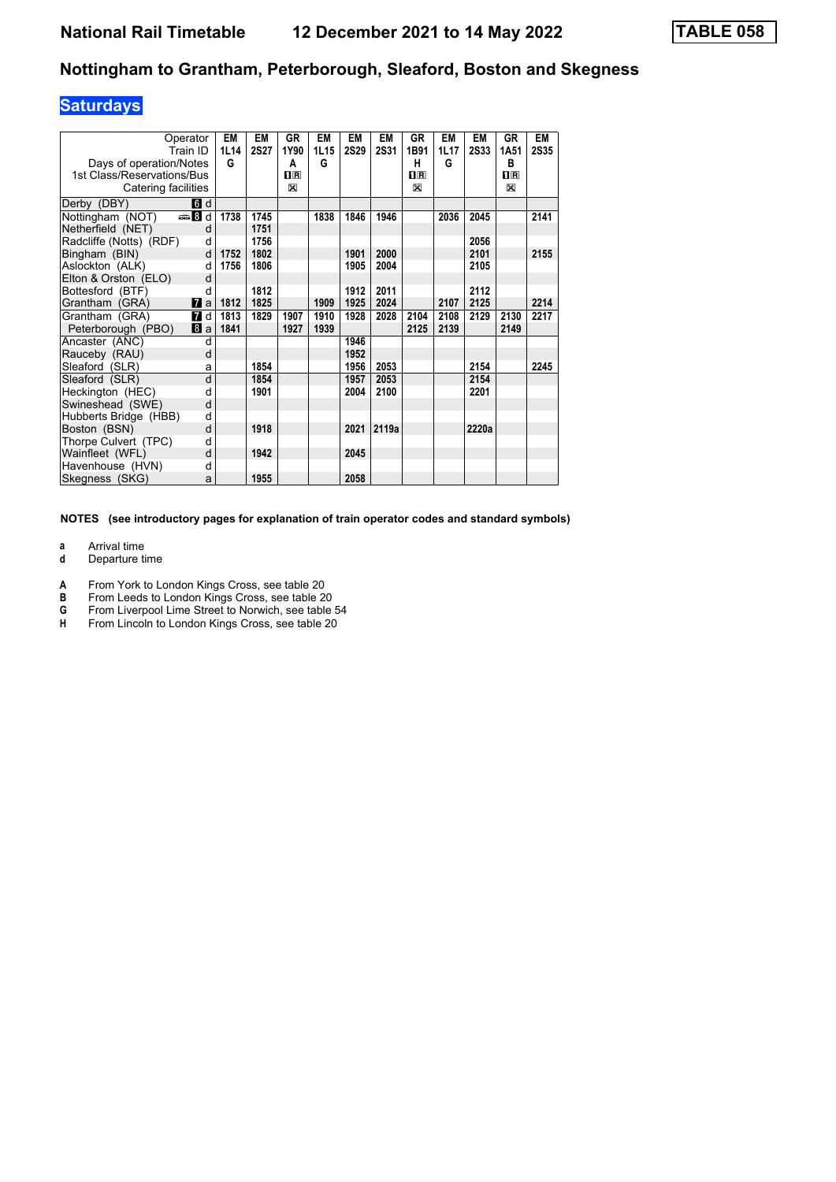# National Rail Timetable 12 December 2021 to 14 May 2022 TABLE 058

## Nottingham to Grantham, Peterborough, Sleaford, Boston and Skegness

### Saturdays

| Operator | | EM | EM | GR | EM | EM | EM | GR | EM | EM | GR | EM |
|---|---|---|---|---|---|---|---|---|---|---|---|---|
| Train ID | | 1L14 | 2S27 | 1Y90 | 1L15 | 2S29 | 2S31 | 1B91 | 1L17 | 2S33 | 1A51 | 2S35 |
| Days of operation/Notes | | G | | A | G | | | H | G | | B | |
| 1st Class/Reservations/Bus | | | | 1R | | | | 1R | | | 1R | |
| Catering facilities | | | | ☒ | | | | ☒ | | | ☒ | |
| Derby (DBY) | 6 d | | | | | | | | | | | |
| Nottingham (NOT) | 🚌 8 d | 1738 | 1745 | | 1838 | 1846 | 1946 | | 2036 | 2045 | | 2141 |
| Netherfield (NET) | d | | 1751 | | | | | | | | | |
| Radcliffe (Notts) (RDF) | d | | 1756 | | | | | | | 2056 | | |
| Bingham (BIN) | d | 1752 | 1802 | | | 1901 | 2000 | | | 2101 | | 2155 |
| Aslockton (ALK) | d | 1756 | 1806 | | | 1905 | 2004 | | | 2105 | | |
| Elton & Orston (ELO) | d | | | | | | | | | | | |
| Bottesford (BTF) | d | | 1812 | | | 1912 | 2011 | | | 2112 | | |
| Grantham (GRA) | 7 a | 1812 | 1825 | | 1909 | 1925 | 2024 | | 2107 | 2125 | | 2214 |
| Grantham (GRA) | 7 d | 1813 | 1829 | 1907 | 1910 | 1928 | 2028 | 2104 | 2108 | 2129 | 2130 | 2217 |
| Peterborough (PBO) | 8 a | 1841 | | 1927 | 1939 | | | 2125 | 2139 | | 2149 | |
| Ancaster (ANC) | d | | | | | 1946 | | | | | | |
| Rauceby (RAU) | d | | | | | 1952 | | | | | | |
| Sleaford (SLR) | a | | 1854 | | | 1956 | 2053 | | | 2154 | | 2245 |
| Sleaford (SLR) | d | | 1854 | | | 1957 | 2053 | | | 2154 | | |
| Heckington (HEC) | d | | 1901 | | | 2004 | 2100 | | | 2201 | | |
| Swineshead (SWE) | d | | | | | | | | | | | |
| Hubberts Bridge (HBB) | d | | | | | | | | | | | |
| Boston (BSN) | d | | 1918 | | | 2021 | 2119a | | | 2220a | | |
| Thorpe Culvert (TPC) | d | | | | | | | | | | | |
| Wainfleet (WFL) | d | | 1942 | | | 2045 | | | | | | |
| Havenhouse (HVN) | d | | | | | | | | | | | |
| Skegness (SKG) | a | | 1955 | | | 2058 | | | | | | |

**NOTES (see introductory pages for explanation of train operator codes and standard symbols)**

**a** Arrival time
**d** Departure time

**A** From York to London Kings Cross, see table 20
**B** From Leeds to London Kings Cross, see table 20
**G** From Liverpool Lime Street to Norwich, see table 54
**H** From Lincoln to London Kings Cross, see table 20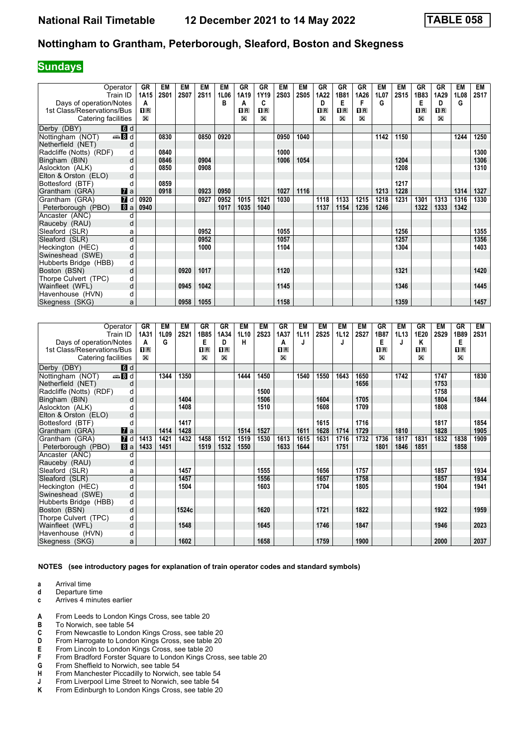# National Rail Timetable 12 December 2021 to 14 May 2022 TABLE 058

## Nottingham to Grantham, Peterborough, Sleaford, Boston and Skegness

**Sundays**

| Operator | | GR | EM | EM | EM | EM | GR | GR | EM | EM | GR | GR | GR | EM | EM | GR | GR | EM | EM |
|---|---|---|---|---|---|---|---|---|---|---|---|---|---|---|---|---|---|---|---|
| Train ID | | 1A15 | 2S01 | 2S07 | 2S11 | 1L06 | 1A19 | 1Y19 | 2S03 | 2S05 | 1A22 | 1B81 | 1A26 | 1L07 | 2S15 | 1B83 | 1A29 | 1L08 | 2S17 |
| Days of operation/Notes | | A | | | | B | A | C | | | D | E | F | G | | E | D | G | |
| 1st Class/Reservations/Bus | | 1R | | | | | 1R | 1R | | | 1R | 1R | 1R | | | 1R | 1R | | |
| Catering facilities | | ☒ | | | | | ☒ | ☒ | | | ☒ | ☒ | ☒ | | | ☒ | ☒ | | |
| Derby (DBY) | 6 d | | | | | | | | | | | | | | | | | | |
| Nottingham (NOT) | 8 d | | 0830 | | 0850 | 0920 | | | 0950 | 1040 | | | | 1142 | 1150 | | | 1244 | 1250 |
| Netherfield (NET) | d | | | | | | | | | | | | | | | | | | |
| Radcliffe (Notts) (RDF) | d | | 0840 | | | | | | 1000 | | | | | | | | | | 1300 |
| Bingham (BIN) | d | | 0846 | | 0904 | | | | 1006 | 1054 | | | | | 1204 | | | | 1306 |
| Aslockton (ALK) | d | | 0850 | | 0908 | | | | | | | | | | 1208 | | | | 1310 |
| Elton & Orston (ELO) | d | | | | | | | | | | | | | | | | | | |
| Bottesford (BTF) | d | | 0859 | | | | | | | | | | | | 1217 | | | | |
| Grantham (GRA) | 7 a | | 0918 | | 0923 | 0950 | | | 1027 | 1116 | | | | 1213 | 1228 | | | 1314 | 1327 |
| Grantham (GRA) | 7 d | 0920 | | | 0927 | 0952 | 1015 | 1021 | 1030 | | 1118 | 1133 | 1215 | 1218 | 1231 | 1301 | 1313 | 1316 | 1330 |
| Peterborough (PBO) | 8 a | 0940 | | | | 1017 | 1035 | 1040 | | | 1137 | 1154 | 1236 | 1246 | | 1322 | 1333 | 1342 | |
| Ancaster (ANC) | d | | | | | | | | | | | | | | | | | | |
| Rauceby (RAU) | d | | | | | | | | | | | | | | | | | | |
| Sleaford (SLR) | a | | | | 0952 | | | | 1055 | | | | | | 1256 | | | | 1355 |
| Sleaford (SLR) | d | | | | 0952 | | | | 1057 | | | | | | 1257 | | | | 1356 |
| Heckington (HEC) | d | | | | 1000 | | | | 1104 | | | | | | 1304 | | | | 1403 |
| Swineshead (SWE) | d | | | | | | | | | | | | | | | | | | |
| Hubberts Bridge (HBB) | d | | | | | | | | | | | | | | | | | | |
| Boston (BSN) | d | | | 0920 | 1017 | | | | 1120 | | | | | | 1321 | | | | 1420 |
| Thorpe Culvert (TPC) | d | | | | | | | | | | | | | | | | | | |
| Wainfleet (WFL) | d | | | 0945 | 1042 | | | | 1145 | | | | | | 1346 | | | | 1445 |
| Havenhouse (HVN) | d | | | | | | | | | | | | | | | | | | |
| Skegness (SKG) | a | | | 0958 | 1055 | | | | 1158 | | | | | | 1359 | | | | 1457 |

| Operator | | GR | EM | EM | GR | GR | EM | EM | GR | EM | EM | EM | EM | GR | EM | GR | EM | GR | EM |
|---|---|---|---|---|---|---|---|---|---|---|---|---|---|---|---|---|---|---|---|
| Train ID | | 1A31 | 1L09 | 2S21 | 1B85 | 1A34 | 1L10 | 2S23 | 1A37 | 1L11 | 2S25 | 1L12 | 2S27 | 1B87 | 1L13 | 1E20 | 2S29 | 1B89 | 2S31 |
| Days of operation/Notes | | A | G | | E | D | H | | A | J | | J | | E | J | K | | E | |
| 1st Class/Reservations/Bus | | 1R | | | 1R | 1R | | | 1R | | | | | 1R | | 1R | | 1R | |
| Catering facilities | | ☒ | | | ☒ | ☒ | | | ☒ | | | | | ☒ | | ☒ | | ☒ | |
| Derby (DBY) | 6 d | | | | | | | | | | | | | | | | | | |
| Nottingham (NOT) | 8 d | | 1344 | 1350 | | | 1444 | 1450 | | 1540 | 1550 | 1643 | 1650 | | 1742 | | 1747 | | 1830 |
| Netherfield (NET) | d | | | | | | | | | | | | 1656 | | | | 1753 | | |
| Radcliffe (Notts) (RDF) | d | | | | | | | 1500 | | | | | | | | | 1758 | | |
| Bingham (BIN) | d | | | 1404 | | | | 1506 | | | 1604 | | 1705 | | | | 1804 | | 1844 |
| Aslockton (ALK) | d | | | 1408 | | | | 1510 | | | 1608 | | 1709 | | | | 1808 | | |
| Elton & Orston (ELO) | d | | | | | | | | | | | | | | | | | | |
| Bottesford (BTF) | d | | | 1417 | | | | | | | 1615 | | 1716 | | | | 1817 | | 1854 |
| Grantham (GRA) | 7 a | | 1414 | 1428 | | | 1514 | 1527 | | 1611 | 1628 | 1714 | 1729 | | 1810 | | 1828 | | 1905 |
| Grantham (GRA) | 7 d | 1413 | 1421 | 1432 | 1458 | 1512 | 1519 | 1530 | 1613 | 1615 | 1631 | 1716 | 1732 | 1736 | 1817 | 1831 | 1832 | 1838 | 1909 |
| Peterborough (PBO) | 8 a | 1433 | 1451 | | 1519 | 1532 | 1550 | | 1633 | 1644 | | 1751 | | 1801 | 1846 | 1851 | | 1858 | |
| Ancaster (ANC) | d | | | | | | | | | | | | | | | | | | |
| Rauceby (RAU) | d | | | | | | | | | | | | | | | | | | |
| Sleaford (SLR) | a | | | 1457 | | | | 1555 | | | 1656 | | 1757 | | | | 1857 | | 1934 |
| Sleaford (SLR) | d | | | 1457 | | | | 1556 | | | 1657 | | 1758 | | | | 1857 | | 1934 |
| Heckington (HEC) | d | | | 1504 | | | | 1603 | | | 1704 | | 1805 | | | | 1904 | | 1941 |
| Swineshead (SWE) | d | | | | | | | | | | | | | | | | | | |
| Hubberts Bridge (HBB) | d | | | | | | | | | | | | | | | | | | |
| Boston (BSN) | d | | | 1524c | | | | 1620 | | | 1721 | | 1822 | | | | 1922 | | 1959 |
| Thorpe Culvert (TPC) | d | | | | | | | | | | | | | | | | | | |
| Wainfleet (WFL) | d | | | 1548 | | | | 1645 | | | 1746 | | 1847 | | | | 1946 | | 2023 |
| Havenhouse (HVN) | d | | | | | | | | | | | | | | | | | | |
| Skegness (SKG) | a | | | 1602 | | | | 1658 | | | 1759 | | 1900 | | | | 2000 | | 2037 |

**NOTES (see introductory pages for explanation of train operator codes and standard symbols)**

- **a** Arrival time
- **d** Departure time
- **c** Arrives 4 minutes earlier

- **A** From Leeds to London Kings Cross, see table 20
- **B** To Norwich, see table 54
- **C** From Newcastle to London Kings Cross, see table 20
- **D** From Harrogate to London Kings Cross, see table 20
- **E** From Lincoln to London Kings Cross, see table 20
- **F** From Bradford Forster Square to London Kings Cross, see table 20
- **G** From Sheffield to Norwich, see table 54
- **H** From Manchester Piccadilly to Norwich, see table 54
- **J** From Liverpool Lime Street to Norwich, see table 54
- **K** From Edinburgh to London Kings Cross, see table 20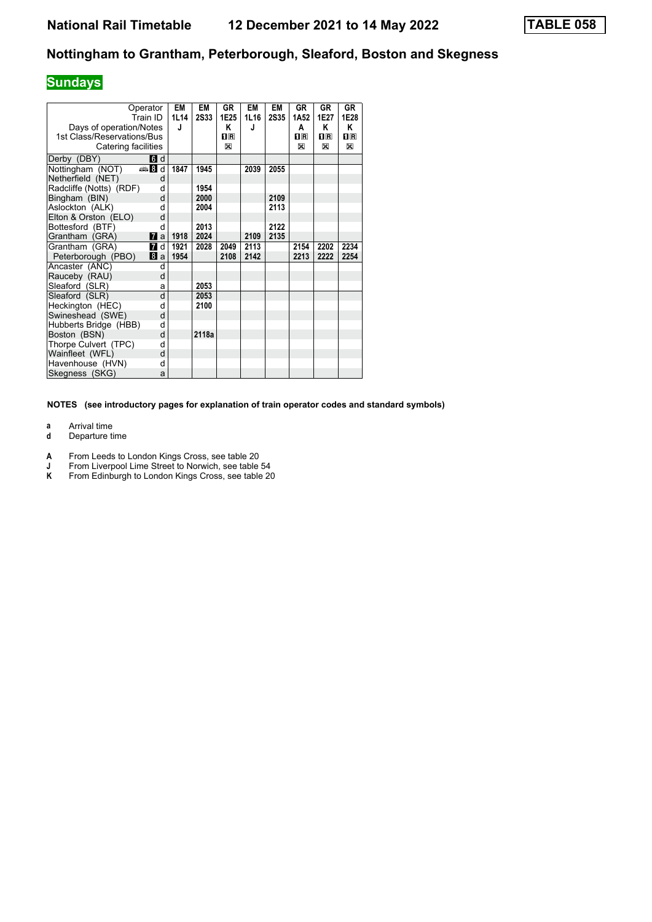# National Rail Timetable 12 December 2021 to 14 May 2022 TABLE 058

## Nottingham to Grantham, Peterborough, Sleaford, Boston and Skegness

### Sundays

| Operator | | EM | EM | GR | EM | EM | GR | GR | GR |
|---|---|---|---|---|---|---|---|---|---|
| Train ID | | 1L14 | 2S33 | 1E25 | 1L16 | 2S35 | 1A52 | 1E27 | 1E28 |
| Days of operation/Notes | | J | | K | J | | A | K | K |
| 1st Class/Reservations/Bus | | | | 1R | | | 1R | 1R | 1R |
| Catering facilities | | | | ✕ | | | ✕ | ✕ | ✕ |
| Derby (DBY) | 6 d | | | | | | | | |
| Nottingham (NOT) | 🚌 8 d | 1847 | 1945 | | 2039 | 2055 | | | |
| Netherfield (NET) | d | | | | | | | | |
| Radcliffe (Notts) (RDF) | d | | 1954 | | | | | | |
| Bingham (BIN) | d | | 2000 | | | 2109 | | | |
| Aslockton (ALK) | d | | 2004 | | | 2113 | | | |
| Elton & Orston (ELO) | d | | | | | | | | |
| Bottesford (BTF) | d | | 2013 | | | 2122 | | | |
| Grantham (GRA) | 7 a | 1918 | 2024 | | 2109 | 2135 | | | |
| Grantham (GRA) | 7 d | 1921 | 2028 | 2049 | 2113 | | 2154 | 2202 | 2234 |
| Peterborough (PBO) | 8 a | 1954 | | 2108 | 2142 | | 2213 | 2222 | 2254 |
| Ancaster (ANC) | d | | | | | | | | |
| Rauceby (RAU) | d | | | | | | | | |
| Sleaford (SLR) | a | | 2053 | | | | | | |
| Sleaford (SLR) | d | | 2053 | | | | | | |
| Heckington (HEC) | d | | 2100 | | | | | | |
| Swineshead (SWE) | d | | | | | | | | |
| Hubberts Bridge (HBB) | d | | | | | | | | |
| Boston (BSN) | d | | 2118a | | | | | | |
| Thorpe Culvert (TPC) | d | | | | | | | | |
| Wainfleet (WFL) | d | | | | | | | | |
| Havenhouse (HVN) | d | | | | | | | | |
| Skegness (SKG) | a | | | | | | | | |

**NOTES (see introductory pages for explanation of train operator codes and standard symbols)**

- **a** Arrival time
- **d** Departure time

- **A** From Leeds to London Kings Cross, see table 20
- **J** From Liverpool Lime Street to Norwich, see table 54
- **K** From Edinburgh to London Kings Cross, see table 20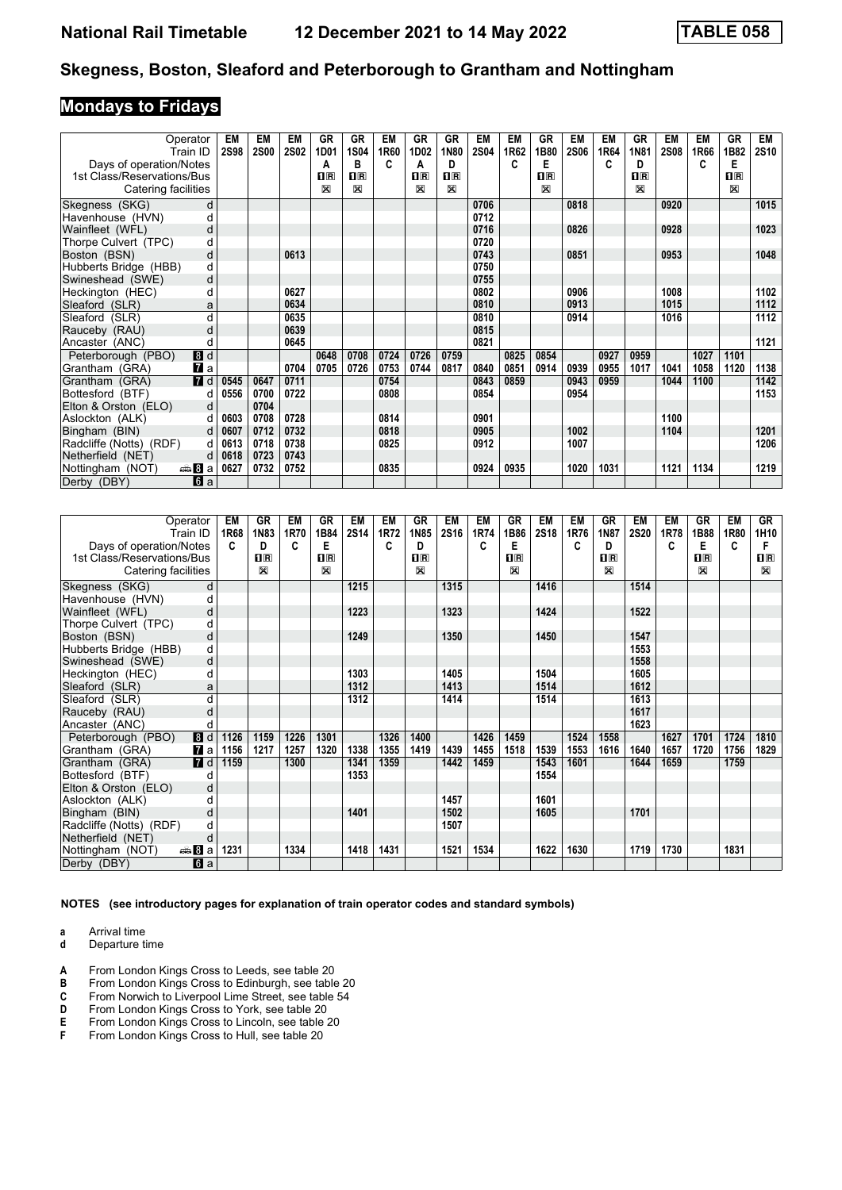# Skegness, Boston, Sleaford and Peterborough to Grantham and Nottingham

## Mondays to Fridays

| Operator | EM | EM | EM | GR | GR | EM | GR | GR | EM | EM | GR | EM | EM | GR | EM | EM | GR | EM |
|---|---|---|---|---|---|---|---|---|---|---|---|---|---|---|---|---|---|---|
| Train ID | 2S98 | 2S00 | 2S02 | 1D01 | 1S04 | 1R60 | 1D02 | 1N80 | 2S04 | 1R62 | 1B80 | 2S06 | 1R64 | 1N81 | 2S08 | 1R66 | 1B82 | 2S10 |
| Days of operation/Notes | | | | A | B | C | A | D | | C | E | | C | D | | C | E | |
| 1st Class/Reservations/Bus | | | | 1R | 1R | | 1R | 1R | | | 1R | | | 1R | | | 1R | |
| Catering facilities | | | | ✕ | ✕ | | ✕ | ✕ | | | ✕ | | | ✕ | | | ✕ | |
| Skegness (SKG) d | | | | | | | | | 0706 | | | 0818 | | | 0920 | | | 1015 |
| Havenhouse (HVN) d | | | | | | | | | 0712 | | | | | | | | | |
| Wainfleet (WFL) d | | | | | | | | | 0716 | | | 0826 | | | 0928 | | | 1023 |
| Thorpe Culvert (TPC) d | | | | | | | | | 0720 | | | | | | | | | |
| Boston (BSN) d | | | 0613 | | | | | | 0743 | | | 0851 | | | 0953 | | | 1048 |
| Hubberts Bridge (HBB) d | | | | | | | | | 0750 | | | | | | | | | |
| Swineshead (SWE) d | | | | | | | | | 0755 | | | | | | | | | |
| Heckington (HEC) d | | | 0627 | | | | | | 0802 | | | 0906 | | | 1008 | | | 1102 |
| Sleaford (SLR) a | | | 0634 | | | | | | 0810 | | | 0913 | | | 1015 | | | 1112 |
| Sleaford (SLR) d | | | 0635 | | | | | | 0810 | | | 0914 | | | 1016 | | | 1112 |
| Rauceby (RAU) d | | | 0639 | | | | | | 0815 | | | | | | | | | |
| Ancaster (ANC) d | | | 0645 | | | | | | 0821 | | | | | | | | | 1121 |
| Peterborough (PBO) 8 d | | | | 0648 | 0708 | 0724 | 0726 | 0759 | | 0825 | 0854 | | 0927 | 0959 | | 1027 | 1101 | |
| Grantham (GRA) 7 a | | | 0704 | 0705 | 0726 | 0753 | 0744 | 0817 | 0840 | 0851 | 0914 | 0939 | 0955 | 1017 | 1041 | 1058 | 1120 | 1138 |
| Grantham (GRA) 7 d | 0545 | 0647 | 0711 | | | 0754 | | | 0843 | 0859 | | 0943 | 0959 | | 1044 | 1100 | | 1142 |
| Bottesford (BTF) d | 0556 | 0700 | 0722 | | | 0808 | | | 0854 | | | 0954 | | | | | | 1153 |
| Elton & Orston (ELO) d | | 0704 | | | | | | | | | | | | | | | | |
| Aslockton (ALK) d | 0603 | 0708 | 0728 | | | 0814 | | | 0901 | | | | | | 1100 | | | |
| Bingham (BIN) d | 0607 | 0712 | 0732 | | | 0818 | | | 0905 | | | 1002 | | | 1104 | | | 1201 |
| Radcliffe (Notts) (RDF) d | 0613 | 0718 | 0738 | | | 0825 | | | 0912 | | | 1007 | | | | | | 1206 |
| Netherfield (NET) d | 0618 | 0723 | 0743 | | | | | | | | | | | | | | | |
| Nottingham (NOT) 🚌 8 a | 0627 | 0732 | 0752 | | | 0835 | | | 0924 | 0935 | | 1020 | 1031 | | 1121 | 1134 | | 1219 |
| Derby (DBY) 6 a | | | | | | | | | | | | | | | | | | |

| Operator | EM | GR | EM | GR | EM | EM | GR | EM | EM | GR | EM | EM | GR | EM | EM | GR | EM | GR |
|---|---|---|---|---|---|---|---|---|---|---|---|---|---|---|---|---|---|---|
| Train ID | 1R68 | 1N83 | 1R70 | 1B84 | 2S14 | 1R72 | 1N85 | 2S16 | 1R74 | 1B86 | 2S18 | 1R76 | 1N87 | 2S20 | 1R78 | 1B88 | 1R80 | 1H10 |
| Days of operation/Notes | C | D | C | E | | C | D | | C | E | | C | D | | C | E | C | F |
| 1st Class/Reservations/Bus | | 1R | | 1R | | | 1R | | | 1R | | | 1R | | | 1R | | 1R |
| Catering facilities | | ✕ | | ✕ | | | ✕ | | | ✕ | | | ✕ | | | ✕ | | ✕ |
| Skegness (SKG) d | | | | | 1215 | | | 1315 | | | 1416 | | | 1514 | | | | |
| Havenhouse (HVN) d | | | | | | | | | | | | | | | | | | |
| Wainfleet (WFL) d | | | | | 1223 | | | 1323 | | | 1424 | | | 1522 | | | | |
| Thorpe Culvert (TPC) d | | | | | | | | | | | | | | | | | | |
| Boston (BSN) d | | | | | 1249 | | | 1350 | | | 1450 | | | 1547 | | | | |
| Hubberts Bridge (HBB) d | | | | | | | | | | | | | | 1553 | | | | |
| Swineshead (SWE) d | | | | | | | | | | | | | | 1558 | | | | |
| Heckington (HEC) d | | | | | 1303 | | | 1405 | | | 1504 | | | 1605 | | | | |
| Sleaford (SLR) a | | | | | 1312 | | | 1413 | | | 1514 | | | 1612 | | | | |
| Sleaford (SLR) d | | | | | 1312 | | | 1414 | | | 1514 | | | 1613 | | | | |
| Rauceby (RAU) d | | | | | | | | | | | | | | 1617 | | | | |
| Ancaster (ANC) d | | | | | | | | | | | | | | 1623 | | | | |
| Peterborough (PBO) 8 d | 1126 | 1159 | 1226 | 1301 | | 1326 | 1400 | | 1426 | 1459 | | 1524 | 1558 | | 1627 | 1701 | 1724 | 1810 |
| Grantham (GRA) 7 a | 1156 | 1217 | 1257 | 1320 | 1338 | 1355 | 1419 | 1439 | 1455 | 1518 | 1539 | 1553 | 1616 | 1640 | 1657 | 1720 | 1756 | 1829 |
| Grantham (GRA) 7 d | 1159 | | 1300 | | 1341 | 1359 | | 1442 | 1459 | | 1543 | 1601 | | 1644 | 1659 | | 1759 | |
| Bottesford (BTF) d | | | | | 1353 | | | | | | 1554 | | | | | | | |
| Elton & Orston (ELO) d | | | | | | | | | | | | | | | | | | |
| Aslockton (ALK) d | | | | | | | | 1457 | | | 1601 | | | | | | | |
| Bingham (BIN) d | | | | | 1401 | | | 1502 | | | 1605 | | | 1701 | | | | |
| Radcliffe (Notts) (RDF) d | | | | | | | | 1507 | | | | | | | | | | |
| Netherfield (NET) d | | | | | | | | | | | | | | | | | | |
| Nottingham (NOT) 🚌 8 a | 1231 | | 1334 | | 1418 | 1431 | | 1521 | 1534 | | 1622 | 1630 | | 1719 | 1730 | | 1831 | |
| Derby (DBY) 6 a | | | | | | | | | | | | | | | | | | |

**NOTES (see introductory pages for explanation of train operator codes and standard symbols)**

- **a** Arrival time
- **d** Departure time

- **A** From London Kings Cross to Leeds, see table 20
- **B** From London Kings Cross to Edinburgh, see table 20
- **C** From Norwich to Liverpool Lime Street, see table 54
- **D** From London Kings Cross to York, see table 20
- **E** From London Kings Cross to Lincoln, see table 20
- **F** From London Kings Cross to Hull, see table 20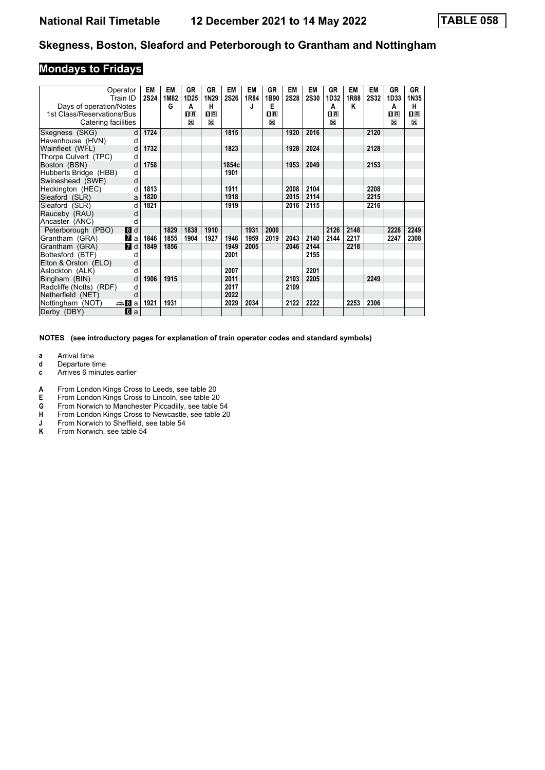# National Rail Timetable 12 December 2021 to 14 May 2022 TABLE 058

## Skegness, Boston, Sleaford and Peterborough to Grantham and Nottingham

### Mondays to Fridays

| Operator | | EM | EM | GR | GR | EM | EM | GR | EM | EM | GR | EM | EM | GR | GR |
|---|---|---|---|---|---|---|---|---|---|---|---|---|---|---|---|
| Train ID | | 2S24 | 1M82 | 1D25 | 1N29 | 2S26 | 1R84 | 1B90 | 2S28 | 2S30 | 1D32 | 1R88 | 2S32 | 1D33 | 1N35 |
| Days of operation/Notes | | | G | A | H | | J | E | | | A | K | | A | H |
| 1st Class/Reservations/Bus | | | | 1R | 1R | | | 1R | | | 1R | | | 1R | 1R |
| Catering facilities | | | | ☒ | ☒ | | | ☒ | | | ☒ | | | ☒ | ☒ |
| Skegness (SKG) | d | 1724 | | | | 1815 | | | 1920 | 2016 | | | 2120 | | |
| Havenhouse (HVN) | d | | | | | | | | | | | | | | |
| Wainfleet (WFL) | d | 1732 | | | | 1823 | | | 1928 | 2024 | | | 2128 | | |
| Thorpe Culvert (TPC) | d | | | | | | | | | | | | | | |
| Boston (BSN) | d | 1758 | | | | 1854c | | | 1953 | 2049 | | | 2153 | | |
| Hubberts Bridge (HBB) | d | | | | | 1901 | | | | | | | | | |
| Swineshead (SWE) | d | | | | | | | | | | | | | | |
| Heckington (HEC) | d | 1813 | | | | 1911 | | | 2008 | 2104 | | | 2208 | | |
| Sleaford (SLR) | a | 1820 | | | | 1918 | | | 2015 | 2114 | | | 2215 | | |
| Sleaford (SLR) | d | 1821 | | | | 1919 | | | 2016 | 2115 | | | 2216 | | |
| Rauceby (RAU) | d | | | | | | | | | | | | | | |
| Ancaster (ANC) | d | | | | | | | | | | | | | | |
| Peterborough (PBO) | 8 d | | 1829 | 1838 | 1910 | | 1931 | 2000 | | | 2126 | 2148 | | 2228 | 2249 |
| Grantham (GRA) | 7 a | 1846 | 1855 | 1904 | 1927 | 1946 | 1959 | 2019 | 2043 | 2140 | 2144 | 2217 | | 2247 | 2308 |
| Grantham (GRA) | 7 d | 1849 | 1856 | | | 1949 | 2005 | | 2046 | 2144 | | 2218 | | | |
| Bottesford (BTF) | d | | | | | 2001 | | | | 2155 | | | | | |
| Elton & Orston (ELO) | d | | | | | | | | | | | | | | |
| Aslockton (ALK) | d | | | | | 2007 | | | | 2201 | | | | | |
| Bingham (BIN) | d | 1906 | 1915 | | | 2011 | | | 2103 | 2205 | | | 2249 | | |
| Radcliffe (Notts) (RDF) | d | | | | | 2017 | | | 2109 | | | | | | |
| Netherfield (NET) | d | | | | | 2022 | | | | | | | | | |
| Nottingham (NOT) | 8 a | 1921 | 1931 | | | 2029 | 2034 | | 2122 | 2222 | | 2253 | 2306 | | |
| Derby (DBY) | 6 a | | | | | | | | | | | | | | |

**NOTES (see introductory pages for explanation of train operator codes and standard symbols)**

- **a** Arrival time
- **d** Departure time
- **c** Arrives 6 minutes earlier

- **A** From London Kings Cross to Leeds, see table 20
- **E** From London Kings Cross to Lincoln, see table 20
- **G** From Norwich to Manchester Piccadilly, see table 54
- **H** From London Kings Cross to Newcastle, see table 20
- **J** From Norwich to Sheffield, see table 54
- **K** From Norwich, see table 54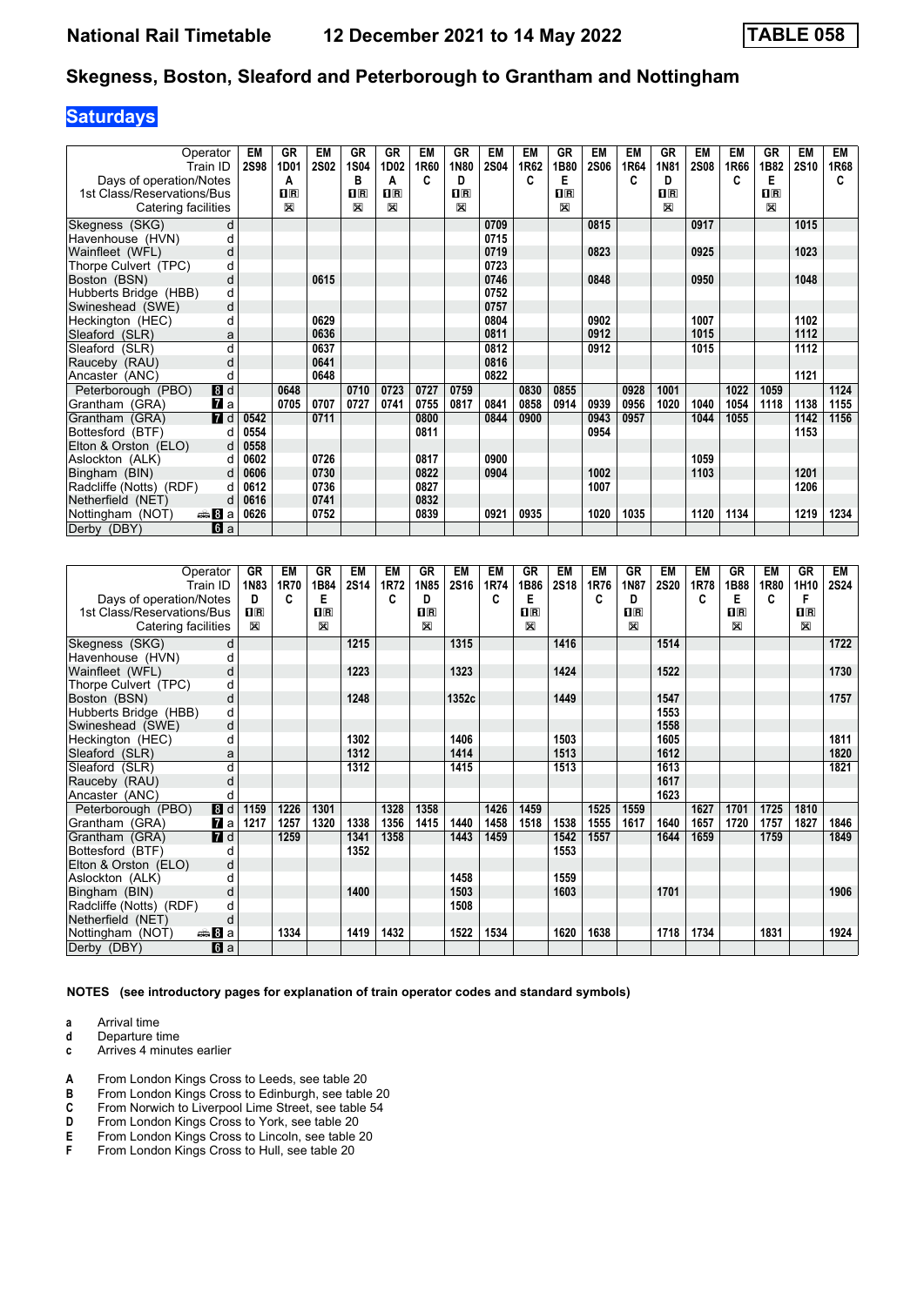# National Rail Timetable — 12 December 2021 to 14 May 2022 — TABLE 058

## Skegness, Boston, Sleaford and Peterborough to Grantham and Nottingham

### Saturdays

| Operator | | EM | GR | EM | GR | GR | EM | GR | EM | EM | GR | EM | EM | GR | EM | EM | GR | EM | EM |
|---|---|---|---|---|---|---|---|---|---|---|---|---|---|---|---|---|---|---|---|
| Train ID | | 2S98 | 1D01 | 2S02 | 1S04 | 1D02 | 1R60 | 1N80 | 2S04 | 1R62 | 1B80 | 2S06 | 1R64 | 1N81 | 2S08 | 1R66 | 1B82 | 2S10 | 1R68 |
| Days of operation/Notes | | | A | | B | A | C | D | | C | E | | C | D | | C | E | | C |
| 1st Class/Reservations/Bus | | | 1R | | 1R | 1R | | 1R | | | 1R | | | 1R | | | 1R | | |
| Catering facilities | | | ⊠ | | ⊠ | ⊠ | | ⊠ | | | ⊠ | | | ⊠ | | | ⊠ | | |
| Skegness (SKG) | d | | | | | | | | 0709 | | | 0815 | | | 0917 | | | 1015 | |
| Havenhouse (HVN) | d | | | | | | | | 0715 | | | | | | | | | | |
| Wainfleet (WFL) | d | | | | | | | | 0719 | | | 0823 | | | 0925 | | | 1023 | |
| Thorpe Culvert (TPC) | d | | | | | | | | 0723 | | | | | | | | | | |
| Boston (BSN) | d | | | 0615 | | | | | 0746 | | | 0848 | | | 0950 | | | 1048 | |
| Hubberts Bridge (HBB) | d | | | | | | | | 0752 | | | | | | | | | | |
| Swineshead (SWE) | d | | | | | | | | 0757 | | | | | | | | | | |
| Heckington (HEC) | d | | | 0629 | | | | | 0804 | | | 0902 | | | 1007 | | | 1102 | |
| Sleaford (SLR) | a | | | 0636 | | | | | 0811 | | | 0912 | | | 1015 | | | 1112 | |
| Sleaford (SLR) | d | | | 0637 | | | | | 0812 | | | 0912 | | | 1015 | | | 1112 | |
| Rauceby (RAU) | d | | | 0641 | | | | | 0816 | | | | | | | | | | |
| Ancaster (ANC) | d | | | 0648 | | | | | 0822 | | | | | | | | | 1121 | |
| Peterborough (PBO) | 8 d | | 0648 | | 0710 | 0723 | 0727 | 0759 | | 0830 | 0855 | | 0928 | 1001 | | 1022 | 1059 | | 1124 |
| Grantham (GRA) | 7 a | | 0705 | 0707 | 0727 | 0741 | 0755 | 0817 | 0841 | 0858 | 0914 | 0939 | 0956 | 1020 | 1040 | 1054 | 1118 | 1138 | 1155 |
| Grantham (GRA) | 7 d | 0542 | | 0711 | | | 0800 | | 0844 | 0900 | | 0943 | 0957 | | 1044 | 1055 | | 1142 | 1156 |
| Bottesford (BTF) | d | 0554 | | | | | 0811 | | | | | 0954 | | | | | | 1153 | |
| Elton & Orston (ELO) | d | 0558 | | | | | | | | | | | | | | | | | |
| Aslockton (ALK) | d | 0602 | | 0726 | | | 0817 | | 0900 | | | | | | 1059 | | | | |
| Bingham (BIN) | d | 0606 | | 0730 | | | 0822 | | 0904 | | | 1002 | | | 1103 | | | 1201 | |
| Radcliffe (Notts) (RDF) | d | 0612 | | 0736 | | | 0827 | | | | | 1007 | | | | | | 1206 | |
| Netherfield (NET) | d | 0616 | | 0741 | | | 0832 | | | | | | | | | | | | |
| Nottingham (NOT) | 8 a | 0626 | | 0752 | | | 0839 | | 0921 | 0935 | | 1020 | 1035 | | 1120 | 1134 | | 1219 | 1234 |
| Derby (DBY) | 6 a | | | | | | | | | | | | | | | | | | |

| Operator | | GR | EM | GR | EM | EM | GR | EM | EM | GR | EM | EM | GR | EM | EM | GR | EM | GR | EM |
|---|---|---|---|---|---|---|---|---|---|---|---|---|---|---|---|---|---|---|---|
| Train ID | | 1N83 | 1R70 | 1B84 | 2S14 | 1R72 | 1N85 | 2S16 | 1R74 | 1B86 | 2S18 | 1R76 | 1N87 | 2S20 | 1R78 | 1B88 | 1R80 | 1H10 | 2S24 |
| Days of operation/Notes | | D | C | E | | C | D | | C | E | | C | D | | C | E | C | F | |
| 1st Class/Reservations/Bus | | 1R | | 1R | | | 1R | | | 1R | | | 1R | | | 1R | | 1R | |
| Catering facilities | | ⊠ | | ⊠ | | | ⊠ | | | ⊠ | | | ⊠ | | | ⊠ | | ⊠ | |
| Skegness (SKG) | d | | | | 1215 | | | 1315 | | | 1416 | | | 1514 | | | | | 1722 |
| Havenhouse (HVN) | d | | | | | | | | | | | | | | | | | | |
| Wainfleet (WFL) | d | | | | 1223 | | | 1323 | | | 1424 | | | 1522 | | | | | 1730 |
| Thorpe Culvert (TPC) | d | | | | | | | | | | | | | | | | | | |
| Boston (BSN) | d | | | | 1248 | | | 1352c | | | 1449 | | | 1547 | | | | | 1757 |
| Hubberts Bridge (HBB) | d | | | | | | | | | | | | | 1553 | | | | | |
| Swineshead (SWE) | d | | | | | | | | | | | | | 1558 | | | | | |
| Heckington (HEC) | d | | | | 1302 | | | 1406 | | | 1503 | | | 1605 | | | | | 1811 |
| Sleaford (SLR) | a | | | | 1312 | | | 1414 | | | 1513 | | | 1612 | | | | | 1820 |
| Sleaford (SLR) | d | | | | 1312 | | | 1415 | | | 1513 | | | 1613 | | | | | 1821 |
| Rauceby (RAU) | d | | | | | | | | | | | | | 1617 | | | | | |
| Ancaster (ANC) | d | | | | | | | | | | | | | 1623 | | | | | |
| Peterborough (PBO) | 8 d | 1159 | 1226 | 1301 | | 1328 | 1358 | | 1426 | 1459 | | 1525 | 1559 | | 1627 | 1701 | 1725 | 1810 | |
| Grantham (GRA) | 7 a | 1217 | 1257 | 1320 | 1338 | 1356 | 1415 | 1440 | 1458 | 1518 | 1538 | 1555 | 1617 | 1640 | 1657 | 1720 | 1757 | 1827 | 1846 |
| Grantham (GRA) | 7 d | | 1259 | | 1341 | 1358 | | 1443 | 1459 | | 1542 | 1557 | | 1644 | 1659 | | 1759 | | 1849 |
| Bottesford (BTF) | d | | | | 1352 | | | | | | 1553 | | | | | | | | |
| Elton & Orston (ELO) | d | | | | | | | | | | | | | | | | | | |
| Aslockton (ALK) | d | | | | | | | 1458 | | | 1559 | | | | | | | | |
| Bingham (BIN) | d | | | | 1400 | | | 1503 | | | 1603 | | | 1701 | | | | | 1906 |
| Radcliffe (Notts) (RDF) | d | | | | | | | 1508 | | | | | | | | | | | |
| Netherfield (NET) | d | | | | | | | | | | | | | | | | | | |
| Nottingham (NOT) | 8 a | | 1334 | | 1419 | 1432 | | 1522 | 1534 | | 1620 | 1638 | | 1718 | 1734 | | 1831 | | 1924 |
| Derby (DBY) | 6 a | | | | | | | | | | | | | | | | | | |

**NOTES (see introductory pages for explanation of train operator codes and standard symbols)**

- **a** Arrival time
- **d** Departure time
- **c** Arrives 4 minutes earlier

- **A** From London Kings Cross to Leeds, see table 20
- **B** From London Kings Cross to Edinburgh, see table 20
- **C** From Norwich to Liverpool Lime Street, see table 54
- **D** From London Kings Cross to York, see table 20
- **E** From London Kings Cross to Lincoln, see table 20
- **F** From London Kings Cross to Hull, see table 20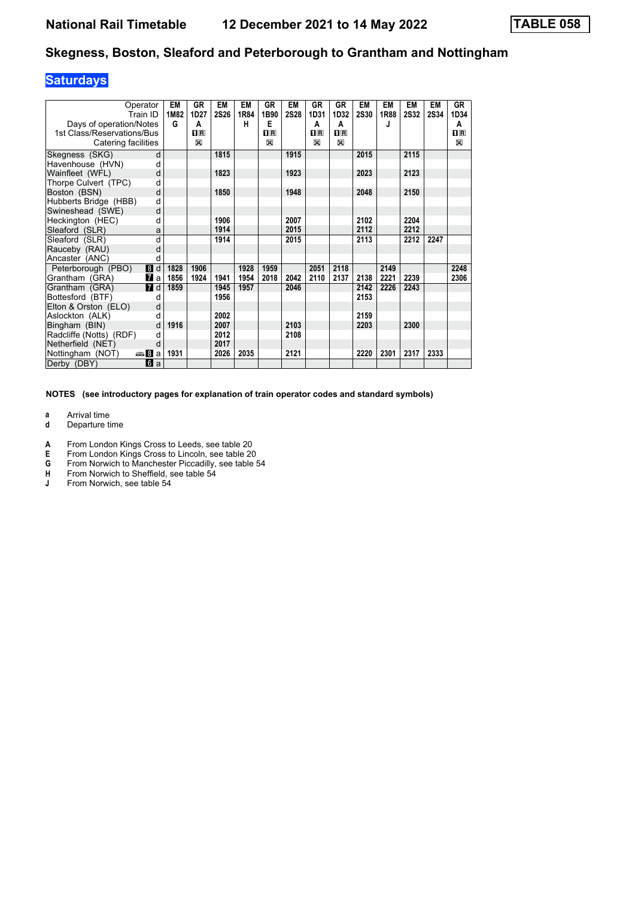# National Rail Timetable 12 December 2021 to 14 May 2022

**TABLE 058**

## Skegness, Boston, Sleaford and Peterborough to Grantham and Nottingham

**Saturdays**

| Operator | | EM | GR | EM | EM | GR | EM | GR | GR | EM | EM | EM | EM | GR |
|---|---|---|---|---|---|---|---|---|---|---|---|---|---|---|
| Train ID | | 1M82 | 1D27 | 2S26 | 1R84 | 1B90 | 2S28 | 1D31 | 1D32 | 2S30 | 1R88 | 2S32 | 2S34 | 1D34 |
| Days of operation/Notes | | G | A | | H | E | | A | A | | J | | | A |
| 1st Class/Reservations/Bus | | | 1R | | | 1R | | 1R | 1R | | | | | 1R |
| Catering facilities | | | ✕ | | | ✕ | | ✕ | ✕ | | | | | ✕ |
| Skegness (SKG) | d | | | 1815 | | | 1915 | | | 2015 | | 2115 | | |
| Havenhouse (HVN) | d | | | | | | | | | | | | | |
| Wainfleet (WFL) | d | | | 1823 | | | 1923 | | | 2023 | | 2123 | | |
| Thorpe Culvert (TPC) | d | | | | | | | | | | | | | |
| Boston (BSN) | d | | | 1850 | | | 1948 | | | 2048 | | 2150 | | |
| Hubberts Bridge (HBB) | d | | | | | | | | | | | | | |
| Swineshead (SWE) | d | | | | | | | | | | | | | |
| Heckington (HEC) | d | | | 1906 | | | 2007 | | | 2102 | | 2204 | | |
| Sleaford (SLR) | a | | | 1914 | | | 2015 | | | 2112 | | 2212 | | |
| Sleaford (SLR) | d | | | 1914 | | | 2015 | | | 2113 | | 2212 | 2247 | |
| Rauceby (RAU) | d | | | | | | | | | | | | | |
| Ancaster (ANC) | d | | | | | | | | | | | | | |
| Peterborough (PBO) | 8 d | 1828 | 1906 | | 1928 | 1959 | | 2051 | 2118 | | 2149 | | | 2248 |
| Grantham (GRA) | 7 a | 1856 | 1924 | 1941 | 1954 | 2018 | 2042 | 2110 | 2137 | 2138 | 2221 | 2239 | | 2306 |
| Grantham (GRA) | 7 d | 1859 | | 1945 | 1957 | | 2046 | | | 2142 | 2226 | 2243 | | |
| Bottesford (BTF) | d | | | 1956 | | | | | | 2153 | | | | |
| Elton & Orston (ELO) | d | | | | | | | | | | | | | |
| Aslockton (ALK) | d | | | 2002 | | | | | | 2159 | | | | |
| Bingham (BIN) | d | 1916 | | 2007 | | | 2103 | | | 2203 | | 2300 | | |
| Radcliffe (Notts) (RDF) | d | | | 2012 | | | 2108 | | | | | | | |
| Netherfield (NET) | d | | | 2017 | | | | | | | | | | |
| Nottingham (NOT) | 8 a | 1931 | | 2026 | 2035 | | 2121 | | | 2220 | 2301 | 2317 | 2333 | |
| Derby (DBY) | 6 a | | | | | | | | | | | | | |

**NOTES (see introductory pages for explanation of train operator codes and standard symbols)**

**a** Arrival time
**d** Departure time

**A** From London Kings Cross to Leeds, see table 20
**E** From London Kings Cross to Lincoln, see table 20
**G** From Norwich to Manchester Piccadilly, see table 54
**H** From Norwich to Sheffield, see table 54
**J** From Norwich, see table 54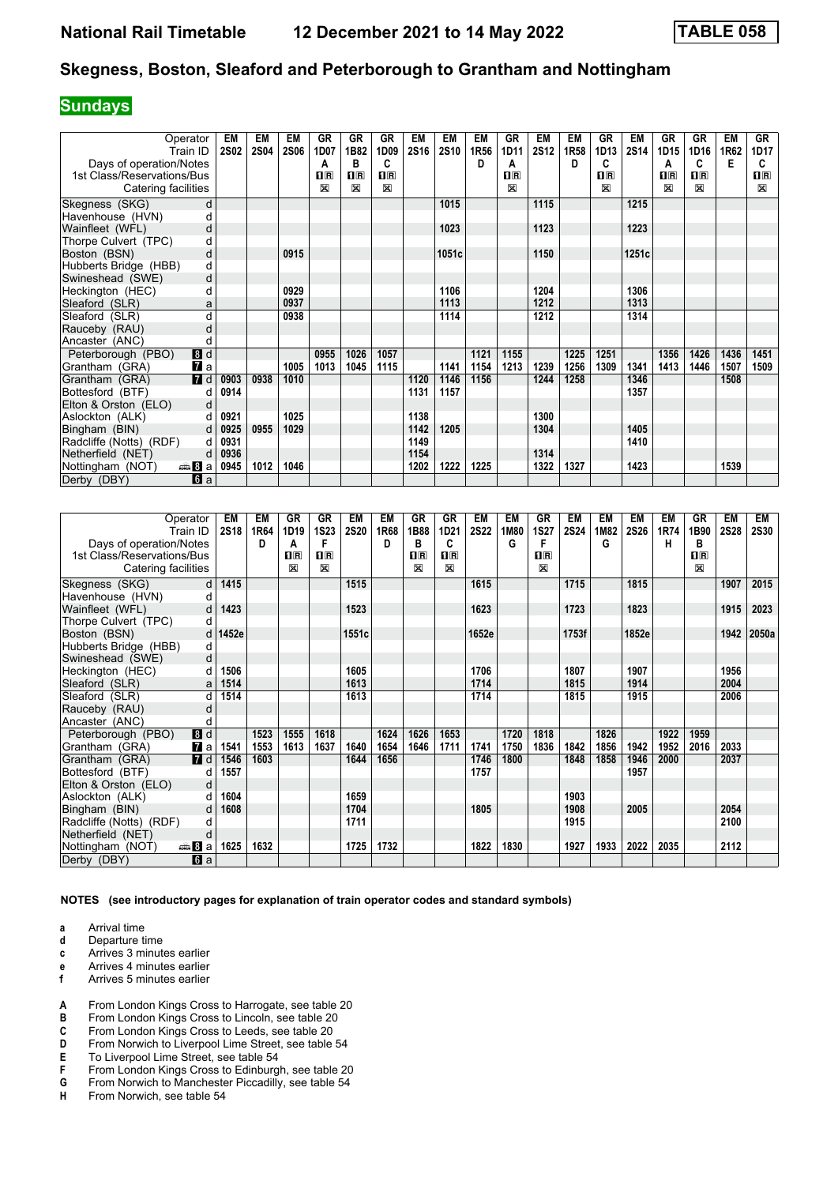# National Rail Timetable 12 December 2021 to 14 May 2022 TABLE 058

## Skegness, Boston, Sleaford and Peterborough to Grantham and Nottingham

**Sundays**

| Operator | | EM | EM | EM | GR | GR | GR | EM | EM | EM | GR | EM | EM | GR | EM | GR | GR | EM | GR |
|---|---|---|---|---|---|---|---|---|---|---|---|---|---|---|---|---|---|---|---|
| Train ID | | 2S02 | 2S04 | 2S06 | 1D07 | 1B82 | 1D09 | 2S16 | 2S10 | 1R56 | 1D11 | 2S12 | 1R58 | 1D13 | 2S14 | 1D15 | 1D16 | 1R62 | 1D17 |
| Days of operation/Notes | | | | | A | B | C | | | D | A | | D | C | | A | C | E | C |
| 1st Class/Reservations/Bus | | | | | 1R | 1R | 1R | | | | 1R | | | 1R | | 1R | 1R | | 1R |
| Catering facilities | | | | | ☒ | ☒ | ☒ | | | | ☒ | | | ☒ | | ☒ | ☒ | | ☒ |
| Skegness (SKG) | d | | | | | | | | 1015 | | | 1115 | | | 1215 | | | | |
| Havenhouse (HVN) | d | | | | | | | | | | | | | | | | | | |
| Wainfleet (WFL) | d | | | | | | | | 1023 | | | 1123 | | | 1223 | | | | |
| Thorpe Culvert (TPC) | d | | | | | | | | | | | | | | | | | | |
| Boston (BSN) | d | | | 0915 | | | | | 1051c | | | 1150 | | | 1251c | | | | |
| Hubberts Bridge (HBB) | d | | | | | | | | | | | | | | | | | | |
| Swineshead (SWE) | d | | | | | | | | | | | | | | | | | | |
| Heckington (HEC) | d | | | 0929 | | | | | 1106 | | | 1204 | | | 1306 | | | | |
| Sleaford (SLR) | a | | | 0937 | | | | | 1113 | | | 1212 | | | 1313 | | | | |
| Sleaford (SLR) | d | | | 0938 | | | | | 1114 | | | 1212 | | | 1314 | | | | |
| Rauceby (RAU) | d | | | | | | | | | | | | | | | | | | |
| Ancaster (ANC) | d | | | | | | | | | | | | | | | | | | |
| Peterborough (PBO) | 8 d | | | | 0955 | 1026 | 1057 | | | 1121 | 1155 | | 1225 | 1251 | | 1356 | 1426 | 1436 | 1451 |
| Grantham (GRA) | 7 a | | | 1005 | 1013 | 1045 | 1115 | | 1141 | 1154 | 1213 | 1239 | 1256 | 1309 | 1341 | 1413 | 1446 | 1507 | 1509 |
| Grantham (GRA) | 7 d | 0903 | 0938 | 1010 | | | | 1120 | 1146 | 1156 | | 1244 | 1258 | | 1346 | | | 1508 | |
| Bottesford (BTF) | d | 0914 | | | | | | 1131 | 1157 | | | | | | 1357 | | | | |
| Elton & Orston (ELO) | d | | | | | | | | | | | | | | | | | | |
| Aslockton (ALK) | d | 0921 | | 1025 | | | | 1138 | | | | 1300 | | | | | | | |
| Bingham (BIN) | d | 0925 | 0955 | 1029 | | | | 1142 | 1205 | | | 1304 | | | 1405 | | | | |
| Radcliffe (Notts) (RDF) | d | 0931 | | | | | | 1149 | | | | | | | 1410 | | | | |
| Netherfield (NET) | d | 0936 | | | | | | 1154 | | | | 1314 | | | | | | | |
| Nottingham (NOT) | 8 a | 0945 | 1012 | 1046 | | | | 1202 | 1222 | 1225 | | 1322 | 1327 | | 1423 | | | 1539 | |
| Derby (DBY) | 6 a | | | | | | | | | | | | | | | | | | |

| Operator | | EM | EM | GR | GR | EM | EM | GR | GR | EM | EM | GR | EM | EM | EM | EM | GR | EM | EM |
|---|---|---|---|---|---|---|---|---|---|---|---|---|---|---|---|---|---|---|---|
| Train ID | | 2S18 | 1R64 | 1D19 | 1S23 | 2S20 | 1R68 | 1B88 | 1D21 | 2S22 | 1M80 | 1S27 | 2S24 | 1M82 | 2S26 | 1R74 | 1B90 | 2S28 | 2S30 |
| Days of operation/Notes | | | D | A | F | | D | B | C | | G | F | | G | | H | B | | |
| 1st Class/Reservations/Bus | | | | 1R | 1R | | | 1R | 1R | | | 1R | | | | | 1R | | |
| Catering facilities | | | | ☒ | ☒ | | | ☒ | ☒ | | | ☒ | | | | | ☒ | | |
| Skegness (SKG) | d | 1415 | | | | 1515 | | | | 1615 | | | 1715 | | 1815 | | | 1907 | 2015 |
| Havenhouse (HVN) | d | | | | | | | | | | | | | | | | | | |
| Wainfleet (WFL) | d | 1423 | | | | 1523 | | | | 1623 | | | 1723 | | 1823 | | | 1915 | 2023 |
| Thorpe Culvert (TPC) | d | | | | | | | | | | | | | | | | | | |
| Boston (BSN) | d | 1452e | | | | 1551c | | | | 1652e | | | 1753f | | 1852e | | | 1942 | 2050a |
| Hubberts Bridge (HBB) | d | | | | | | | | | | | | | | | | | | |
| Swineshead (SWE) | d | | | | | | | | | | | | | | | | | | |
| Heckington (HEC) | d | 1506 | | | | 1605 | | | | 1706 | | | 1807 | | 1907 | | | 1956 | |
| Sleaford (SLR) | a | 1514 | | | | 1613 | | | | 1714 | | | 1815 | | 1914 | | | 2004 | |
| Sleaford (SLR) | d | 1514 | | | | 1613 | | | | 1714 | | | 1815 | | 1915 | | | 2006 | |
| Rauceby (RAU) | d | | | | | | | | | | | | | | | | | | |
| Ancaster (ANC) | d | | | | | | | | | | | | | | | | | | |
| Peterborough (PBO) | 8 d | | 1523 | 1555 | 1618 | | 1624 | 1626 | 1653 | | 1720 | 1818 | | 1826 | | 1922 | 1959 | | |
| Grantham (GRA) | 7 a | 1541 | 1553 | 1613 | 1637 | 1640 | 1654 | 1646 | 1711 | 1741 | 1750 | 1836 | 1842 | 1856 | 1942 | 1952 | 2016 | 2033 | |
| Grantham (GRA) | 7 d | 1546 | 1603 | | | 1644 | 1656 | | | 1746 | 1800 | | 1848 | 1858 | 1946 | 2000 | | 2037 | |
| Bottesford (BTF) | d | 1557 | | | | | | | | 1757 | | | | | 1957 | | | | |
| Elton & Orston (ELO) | d | | | | | | | | | | | | | | | | | | |
| Aslockton (ALK) | d | 1604 | | | | 1659 | | | | | | | 1903 | | | | | | |
| Bingham (BIN) | d | 1608 | | | | 1704 | | | | 1805 | | | 1908 | | 2005 | | | 2054 | |
| Radcliffe (Notts) (RDF) | d | | | | | 1711 | | | | | | | 1915 | | | | | 2100 | |
| Netherfield (NET) | d | | | | | | | | | | | | | | | | | | |
| Nottingham (NOT) | 8 a | 1625 | 1632 | | | 1725 | 1732 | | | 1822 | 1830 | | 1927 | 1933 | 2022 | 2035 | | 2112 | |
| Derby (DBY) | 6 a | | | | | | | | | | | | | | | | | | |

**NOTES (see introductory pages for explanation of train operator codes and standard symbols)**

- **a** Arrival time
- **d** Departure time
- **c** Arrives 3 minutes earlier
- **e** Arrives 4 minutes earlier
- **f** Arrives 5 minutes earlier

- **A** From London Kings Cross to Harrogate, see table 20
- **B** From London Kings Cross to Lincoln, see table 20
- **C** From London Kings Cross to Leeds, see table 20
- **D** From Norwich to Liverpool Lime Street, see table 54
- **E** To Liverpool Lime Street, see table 54
- **F** From London Kings Cross to Edinburgh, see table 20
- **G** From Norwich to Manchester Piccadilly, see table 54
- **H** From Norwich, see table 54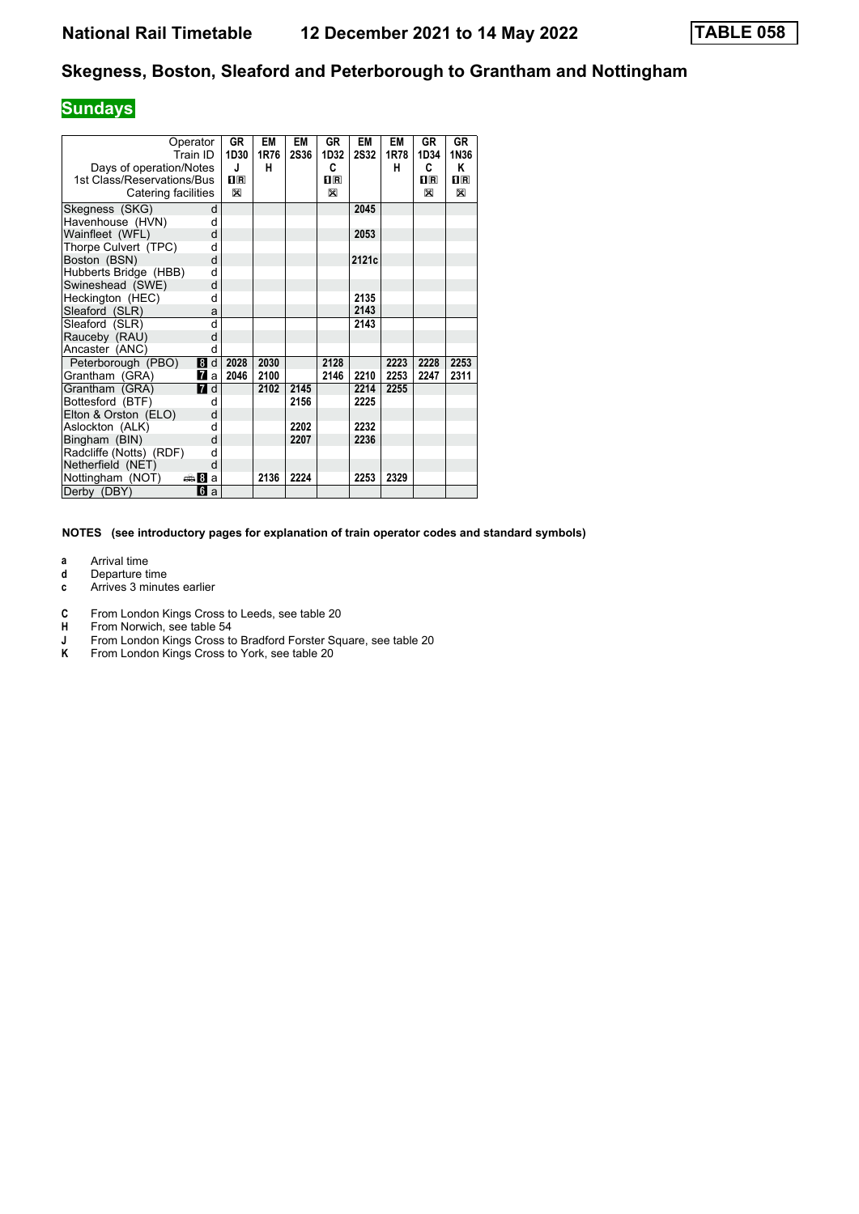# National Rail Timetable 12 December 2021 to 14 May 2022 TABLE 058

## Skegness, Boston, Sleaford and Peterborough to Grantham and Nottingham

### Sundays

| Operator | | GR | EM | EM | GR | EM | EM | GR | GR |
|---|---|---|---|---|---|---|---|---|---|
| Train ID | | 1D30 | 1R76 | 2S36 | 1D32 | 2S32 | 1R78 | 1D34 | 1N36 |
| Days of operation/Notes | | J | H | | C | | H | C | K |
| 1st Class/Reservations/Bus | | 1R | | | 1R | | | 1R | 1R |
| Catering facilities | | ☒ | | | ☒ | | | ☒ | ☒ |
| Skegness (SKG) | d | | | | | 2045 | | | |
| Havenhouse (HVN) | d | | | | | | | | |
| Wainfleet (WFL) | d | | | | | 2053 | | | |
| Thorpe Culvert (TPC) | d | | | | | | | | |
| Boston (BSN) | d | | | | | 2121c | | | |
| Hubberts Bridge (HBB) | d | | | | | | | | |
| Swineshead (SWE) | d | | | | | | | | |
| Heckington (HEC) | d | | | | | 2135 | | | |
| Sleaford (SLR) | a | | | | | 2143 | | | |
| Sleaford (SLR) | d | | | | | 2143 | | | |
| Rauceby (RAU) | d | | | | | | | | |
| Ancaster (ANC) | d | | | | | | | | |
| Peterborough (PBO) 8 | d | 2028 | 2030 | | 2128 | | 2223 | 2228 | 2253 |
| Grantham (GRA) 7 | a | 2046 | 2100 | | 2146 | 2210 | 2253 | 2247 | 2311 |
| Grantham (GRA) 7 | d | | 2102 | 2145 | | 2214 | 2255 | | |
| Bottesford (BTF) | d | | | 2156 | | 2225 | | | |
| Elton & Orston (ELO) | d | | | | | | | | |
| Aslockton (ALK) | d | | | 2202 | | 2232 | | | |
| Bingham (BIN) | d | | | 2207 | | 2236 | | | |
| Radcliffe (Notts) (RDF) | d | | | | | | | | |
| Netherfield (NET) | d | | | | | | | | |
| Nottingham (NOT) 8 | a | | 2136 | 2224 | | 2253 | 2329 | | |
| Derby (DBY) 6 | a | | | | | | | | |

**NOTES (see introductory pages for explanation of train operator codes and standard symbols)**

- **a** Arrival time
- **d** Departure time
- **c** Arrives 3 minutes earlier

- **C** From London Kings Cross to Leeds, see table 20
- **H** From Norwich, see table 54
- **J** From London Kings Cross to Bradford Forster Square, see table 20
- **K** From London Kings Cross to York, see table 20